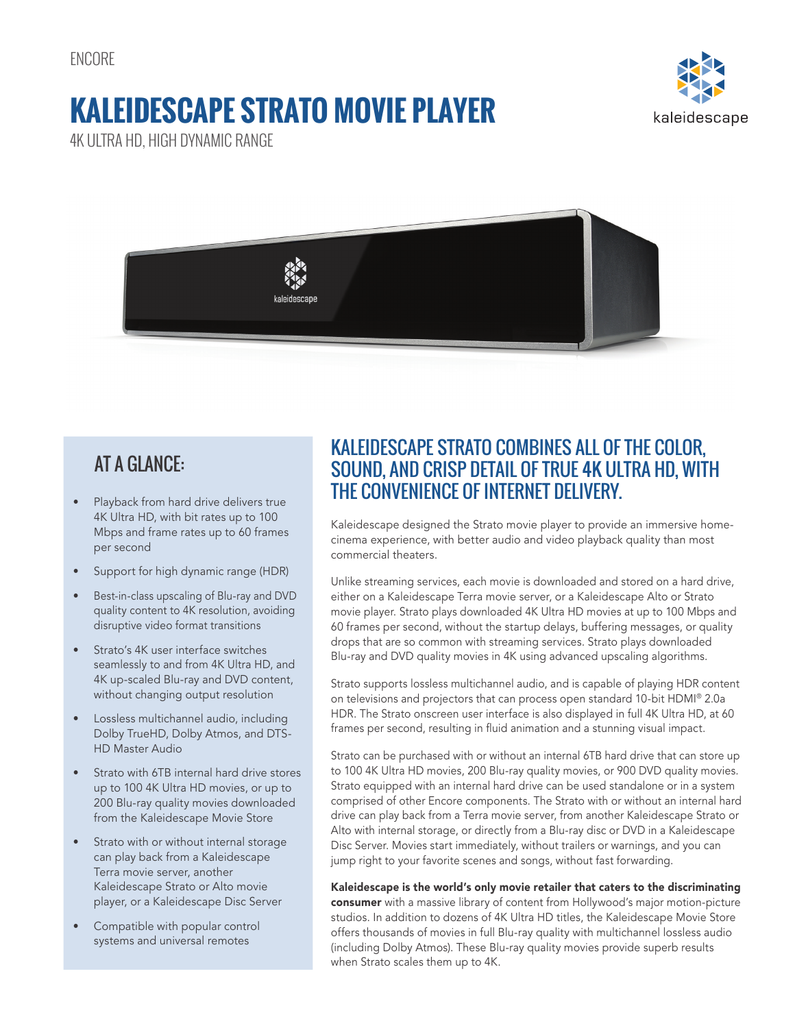ENCORE

# KALEIDESCAPE STRATO MOVIE PLAYER

4K ULTRA HD, HIGH DYNAMIC RANGE

## AT A GLANCE:

- Playback from hard drive delivers true 4K Ultra HD, with bit rates up to 100 Mbps and frame rates up to 60 frames per second
- Support for high dynamic range (HDR)
- Best-in-class upscaling of Blu-ray and DVD quality content to 4K resolution, avoiding disruptive video format transitions
- Strato's 4K user interface switches seamlessly to and from 4K Ultra HD, and 4K up-scaled Blu-ray and DVD content, without changing output resolution
- Lossless multichannel audio, including Dolby TrueHD, Dolby Atmos, and DTS-HD Master Audio
- Strato with 6TB internal hard drive stores up to 100 4K Ultra HD movies, or up to 200 Blu-ray quality movies downloaded from the Kaleidescape Movie Store
- Strato with or without internal storage can play back from a Kaleidescape Terra movie server, another Kaleidescape Strato or Alto movie player, or a Kaleidescape Disc Server
- Compatible with popular control systems and universal remotes

## KALEIDESCAPE STRATO COMBINES ALL OF THE COLOR, SOUND, AND CRISP DETAIL OF TRUE 4K ULTRA HD, WITH THE CONVENIENCE OF INTERNET DELIVERY.

Kaleidescape designed the Strato movie player to provide an immersive home-cinema experience, with better audio and video playback quality than most commercial theaters.

Unlike streaming services, each movie is downloaded and stored on a hard drive, either on a Kaleidescape Terra movie server, or a Kaleidescape Alto or Strato movie player. Strato plays downloaded 4K Ultra HD movies at up to 100 Mbps and 60 frames per second, without the startup delays, buffering messages, or quality drops that are so common with streaming services. Strato plays downloaded Blu-ray and DVD quality movies in 4K using advanced upscaling algorithms.

Strato supports lossless multichannel audio, and is capable of playing HDR content on televisions and projectors that can process open standard 10-bit HDMI® 2.0a HDR. The Strato onscreen user interface is also displayed in full 4K Ultra HD, at 60 frames per second, resulting in fluid animation and a stunning visual impact.

Strato can be purchased with or without an internal 6TB hard drive that can store up to 100 4K Ultra HD movies, 200 Blu-ray quality movies, or 900 DVD quality movies. Strato equipped with an internal hard drive can be used standalone or in a system comprised of other Encore components. The Strato with or without an internal hard drive can play back from a Terra movie server, from another Kaleidescape Strato or Alto with internal storage, or directly from a Blu-ray disc or DVD in a Kaleidescape Disc Server. Movies start immediately, without trailers or warnings, and you can jump right to your favorite scenes and songs, without fast forwarding.

**Kaleidescape is the world's only movie retailer that caters to the discriminating consumer** with a massive library of content from Hollywood's major motion-picture studios. In addition to dozens of 4K Ultra HD titles, the Kaleidescape Movie Store offers thousands of movies in full Blu-ray quality with multichannel lossless audio (including Dolby Atmos). These Blu-ray quality movies provide superb results when Strato scales them up to 4K.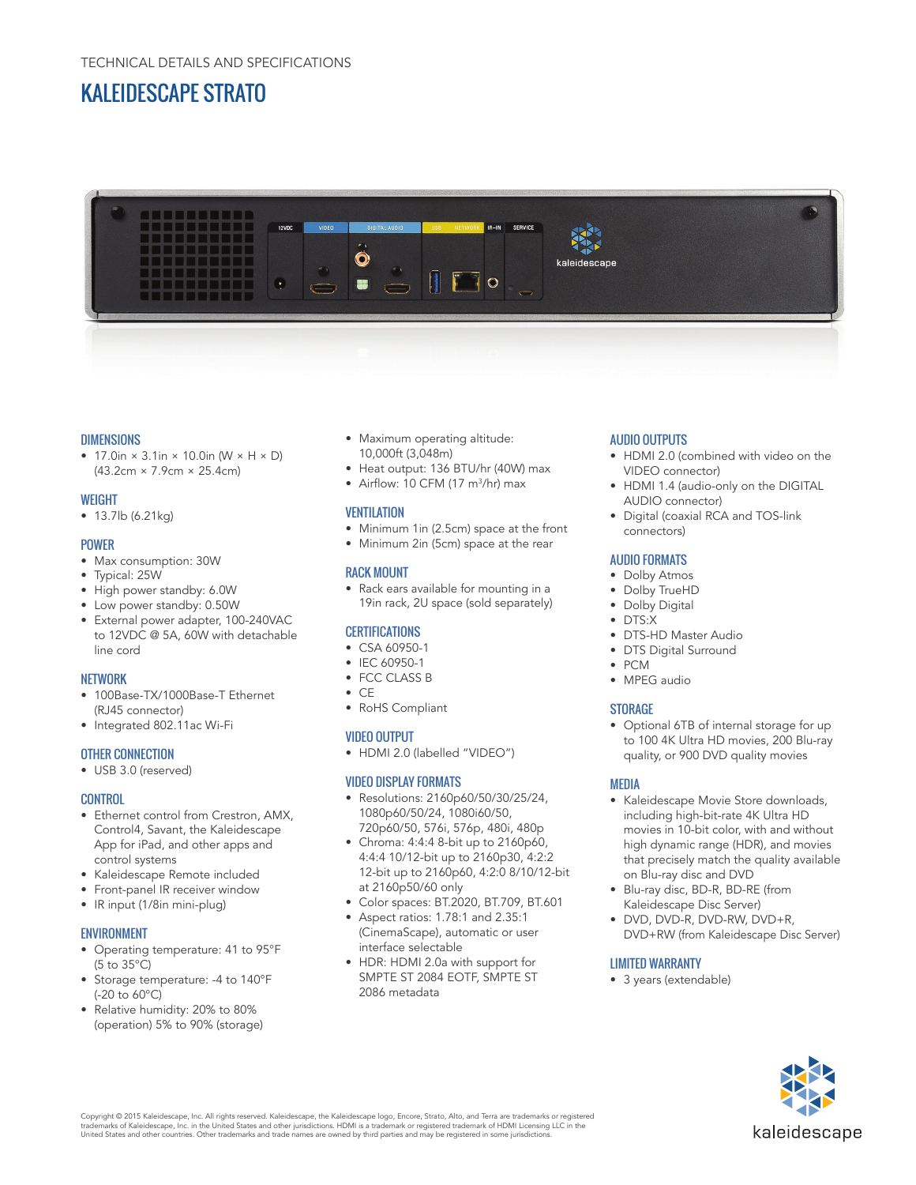TECHNICAL DETAILS AND SPECIFICATIONS

# KALEIDESCAPE STRATO

## DIMENSIONS

- 17.0in × 3.1in × 10.0in (W × H × D) (43.2cm × 7.9cm × 25.4cm)

## WEIGHT

- 13.7lb (6.21kg)

## POWER

- Max consumption: 30W
- Typical: 25W
- High power standby: 6.0W
- Low power standby: 0.50W
- External power adapter, 100-240VAC to 12VDC @ 5A, 60W with detachable line cord

## NETWORK

- 100Base-TX/1000Base-T Ethernet (RJ45 connector)
- Integrated 802.11ac Wi-Fi

## OTHER CONNECTION

- USB 3.0 (reserved)

## CONTROL

- Ethernet control from Crestron, AMX, Control4, Savant, the Kaleidescape App for iPad, and other apps and control systems
- Kaleidescape Remote included
- Front-panel IR receiver window
- IR input (1/8in mini-plug)

## ENVIRONMENT

- Operating temperature: 41 to 95°F (5 to 35°C)
- Storage temperature: -4 to 140°F (-20 to 60°C)
- Relative humidity: 20% to 80% (operation) 5% to 90% (storage)
- Maximum operating altitude: 10,000ft (3,048m)
- Heat output: 136 BTU/hr (40W) max
- Airflow: 10 CFM (17 $m^3$/hr) max

## VENTILATION

- Minimum 1in (2.5cm) space at the front
- Minimum 2in (5cm) space at the rear

## RACK MOUNT

- Rack ears available for mounting in a 19in rack, 2U space (sold separately)

## CERTIFICATIONS

- CSA 60950-1
- IEC 60950-1
- FCC CLASS B
- CE
- RoHS Compliant

## VIDEO OUTPUT

- HDMI 2.0 (labelled "VIDEO")

## VIDEO DISPLAY FORMATS

- Resolutions: 2160p60/50/30/25/24, 1080p60/50/24, 1080i60/50, 720p60/50, 576i, 576p, 480i, 480p
- Chroma: 4:4:4 8-bit up to 2160p60, 4:4:4 10/12-bit up to 2160p30, 4:2:2 12-bit up to 2160p60, 4:2:0 8/10/12-bit at 2160p50/60 only
- Color spaces: BT.2020, BT.709, BT.601
- Aspect ratios: 1.78:1 and 2.35:1 (CinemaScape), automatic or user interface selectable
- HDR: HDMI 2.0a with support for SMPTE ST 2084 EOTF, SMPTE ST 2086 metadata

## AUDIO OUTPUTS

- HDMI 2.0 (combined with video on the VIDEO connector)
- HDMI 1.4 (audio-only on the DIGITAL AUDIO connector)
- Digital (coaxial RCA and TOS-link connectors)

## AUDIO FORMATS

- Dolby Atmos
- Dolby TrueHD
- Dolby Digital
- DTS:X
- DTS-HD Master Audio
- DTS Digital Surround
- PCM
- MPEG audio

## STORAGE

- Optional 6TB of internal storage for up to 100 4K Ultra HD movies, 200 Blu-ray quality, or 900 DVD quality movies

## MEDIA

- Kaleidescape Movie Store downloads, including high-bit-rate 4K Ultra HD movies in 10-bit color, with and without high dynamic range (HDR), and movies that precisely match the quality available on Blu-ray disc and DVD
- Blu-ray disc, BD-R, BD-RE (from Kaleidescape Disc Server)
- DVD, DVD-R, DVD-RW, DVD+R, DVD+RW (from Kaleidescape Disc Server)

## LIMITED WARRANTY

- 3 years (extendable)

Copyright © 2015 Kaleidescape, Inc. All rights reserved. Kaleidescape, the Kaleidescape logo, Encore, Strato, Alto, and Terra are trademarks or registered trademarks of Kaleidescape, Inc. in the United States and other jurisdictions. HDMI is a trademark or registered trademark of HDMI Licensing LLC in the United States and other countries. Other trademarks and trade names are owned by third parties and may be registered in some jurisdictions.